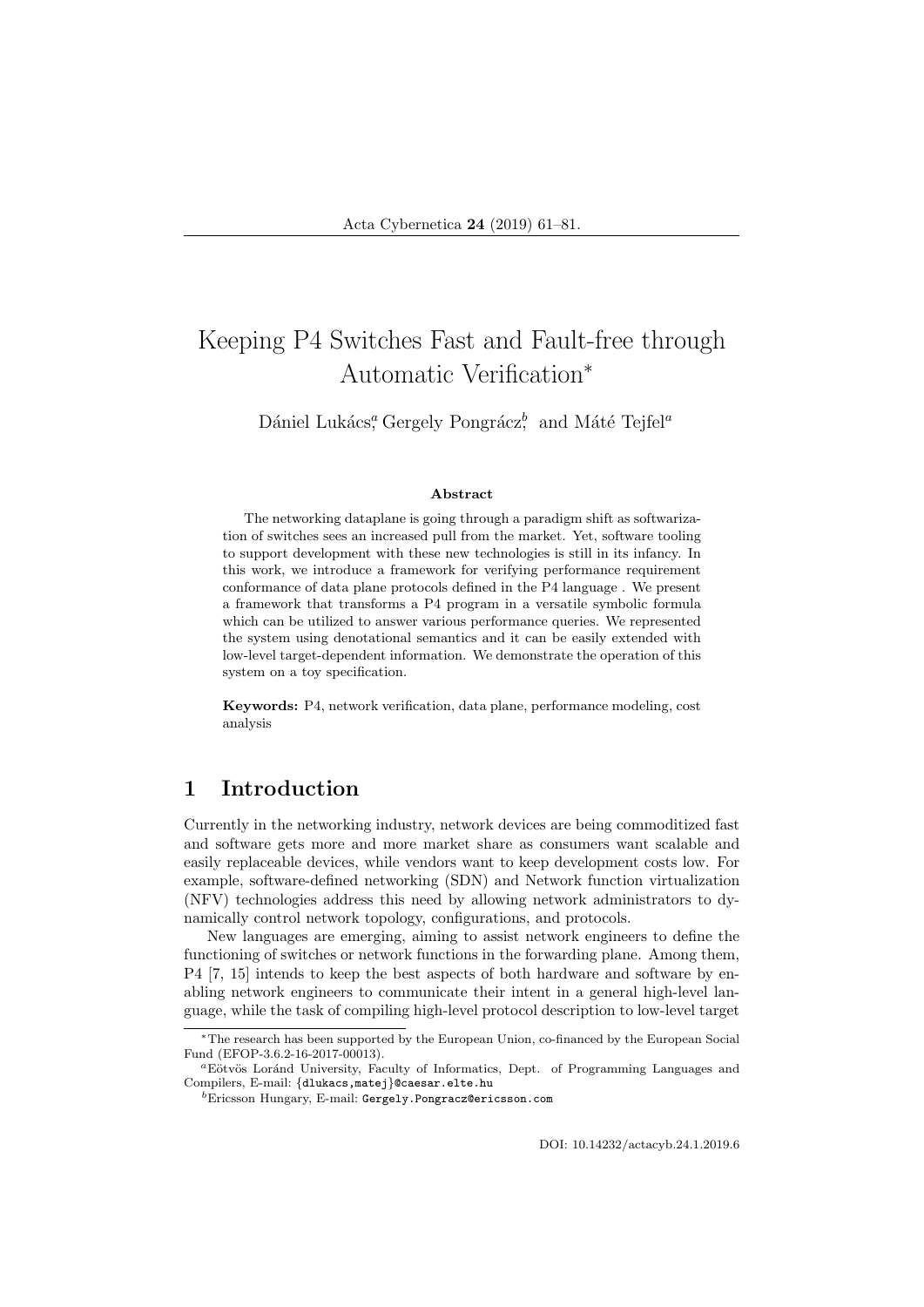# Keeping P4 Switches Fast and Fault-free through Automatic Verification*

Dániel Lukács[a], Gergely Pongrácz[b], and Máté Tejfel[a]

### Abstract

The networking dataplane is going through a paradigm shift as softwarization of switches sees an increased pull from the market. Yet, software tooling to support development with these new technologies is still in its infancy. In this work, we introduce a framework for verifying performance requirement conformance of data plane protocols defined in the P4 language . We present a framework that transforms a P4 program in a versatile symbolic formula which can be utilized to answer various performance queries. We represented the system using denotational semantics and it can be easily extended with low-level target-dependent information. We demonstrate the operation of this system on a toy specification.

**Keywords:** P4, network verification, data plane, performance modeling, cost analysis

## 1 Introduction

Currently in the networking industry, network devices are being commoditized fast and software gets more and more market share as consumers want scalable and easily replaceable devices, while vendors want to keep development costs low. For example, software-defined networking (SDN) and Network function virtualization (NFV) technologies address this need by allowing network administrators to dynamically control network topology, configurations, and protocols.

New languages are emerging, aiming to assist network engineers to define the functioning of switches or network functions in the forwarding plane. Among them, P4 [7, 15] intends to keep the best aspects of both hardware and software by enabling network engineers to communicate their intent in a general high-level language, while the task of compiling high-level protocol description to low-level target

*The research has been supported by the European Union, co-financed by the European Social Fund (EFOP-3.6.2-16-2017-00013).

[a]Eötvös Loránd University, Faculty of Informatics, Dept. of Programming Languages and Compilers, E-mail: {dlukacs,matej}@caesar.elte.hu

[b]Ericsson Hungary, E-mail: Gergely.Pongracz@ericsson.com

DOI: 10.14232/actacyb.24.1.2019.6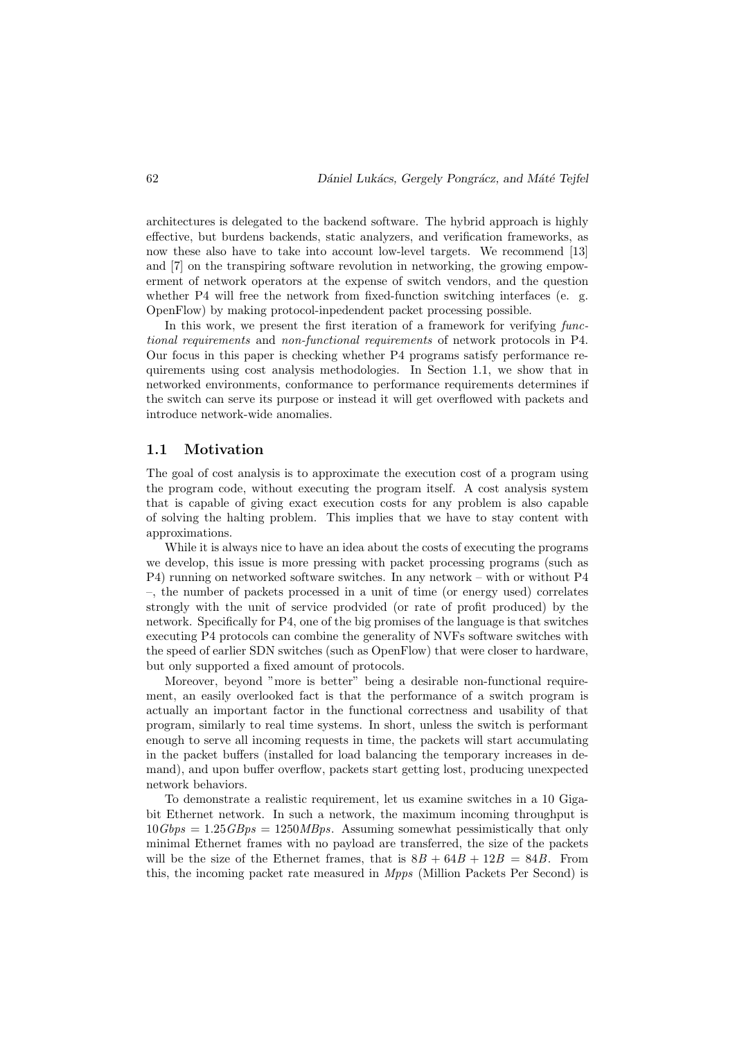architectures is delegated to the backend software. The hybrid approach is highly effective, but burdens backends, static analyzers, and verification frameworks, as now these also have to take into account low-level targets. We recommend [13] and [7] on the transpiring software revolution in networking, the growing empowerment of network operators at the expense of switch vendors, and the question whether P4 will free the network from fixed-function switching interfaces (e. g. OpenFlow) by making protocol-inpedendent packet processing possible.

In this work, we present the first iteration of a framework for verifying *functional requirements* and *non-functional requirements* of network protocols in P4. Our focus in this paper is checking whether P4 programs satisfy performance requirements using cost analysis methodologies. In Section 1.1, we show that in networked environments, conformance to performance requirements determines if the switch can serve its purpose or instead it will get overflowed with packets and introduce network-wide anomalies.

### 1.1 Motivation

The goal of cost analysis is to approximate the execution cost of a program using the program code, without executing the program itself. A cost analysis system that is capable of giving exact execution costs for any problem is also capable of solving the halting problem. This implies that we have to stay content with approximations.

While it is always nice to have an idea about the costs of executing the programs we develop, this issue is more pressing with packet processing programs (such as P4) running on networked software switches. In any network – with or without P4 –, the number of packets processed in a unit of time (or energy used) correlates strongly with the unit of service prodvided (or rate of profit produced) by the network. Specifically for P4, one of the big promises of the language is that switches executing P4 protocols can combine the generality of NVFs software switches with the speed of earlier SDN switches (such as OpenFlow) that were closer to hardware, but only supported a fixed amount of protocols.

Moreover, beyond "more is better" being a desirable non-functional requirement, an easily overlooked fact is that the performance of a switch program is actually an important factor in the functional correctness and usability of that program, similarly to real time systems. In short, unless the switch is performant enough to serve all incoming requests in time, the packets will start accumulating in the packet buffers (installed for load balancing the temporary increases in demand), and upon buffer overflow, packets start getting lost, producing unexpected network behaviors.

To demonstrate a realistic requirement, let us examine switches in a 10 Gigabit Ethernet network. In such a network, the maximum incoming throughput is $10Gbps = 1.25GBps = 1250MBps$. Assuming somewhat pessimistically that only minimal Ethernet frames with no payload are transferred, the size of the packets will be the size of the Ethernet frames, that is $8B + 64B + 12B = 84B$. From this, the incoming packet rate measured in *Mpps* (Million Packets Per Second) is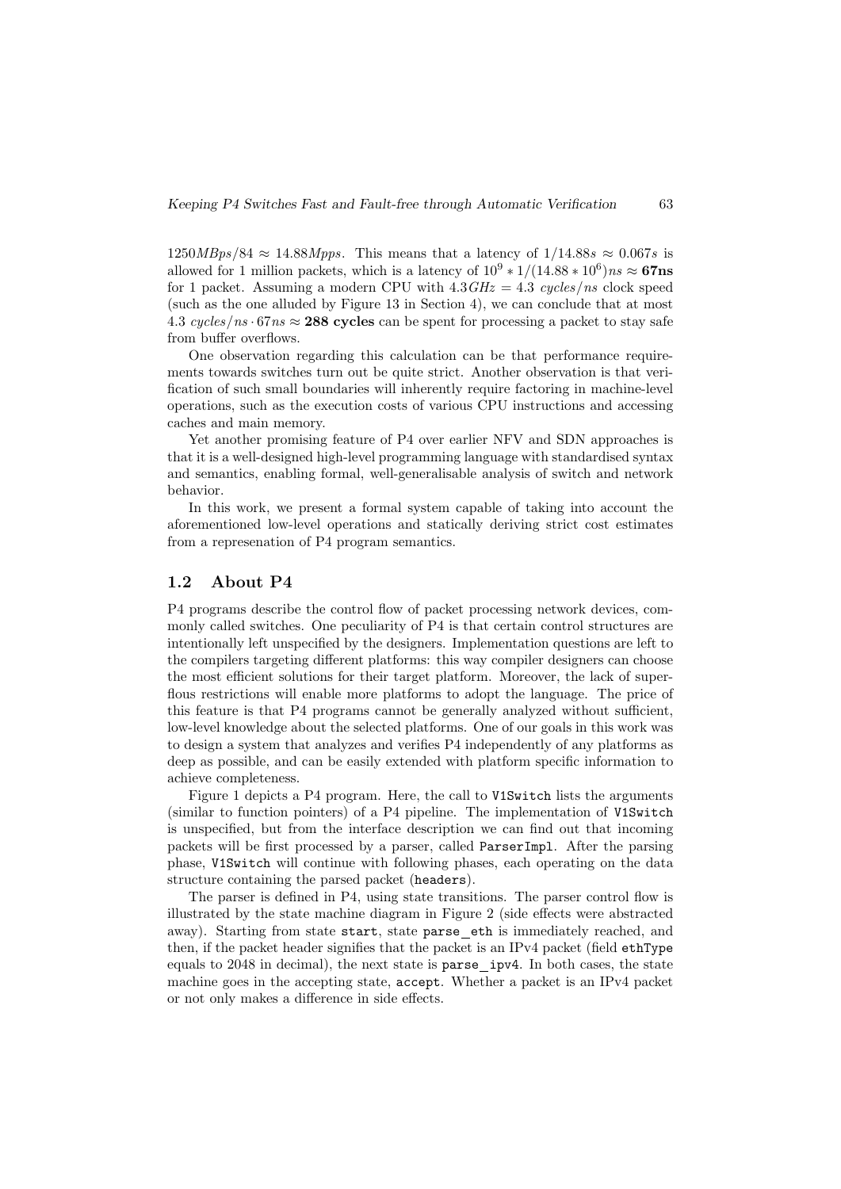$1250 MBps/84 \approx 14.88 Mpps$. This means that a latency of $1/14.88s \approx 0.067s$ is allowed for 1 million packets, which is a latency of $10^9 * 1/(14.88 * 10^6) ns \approx$ **67ns** for 1 packet. Assuming a modern CPU with $4.3 GHz = 4.3$ *cycles/ns* clock speed (such as the one alluded by Figure 13 in Section 4), we can conclude that at most $4.3$ *cycles/ns* $\cdot 67ns \approx$ **288 cycles** can be spent for processing a packet to stay safe from buffer overflows.

One observation regarding this calculation can be that performance requirements towards switches turn out be quite strict. Another observation is that verification of such small boundaries will inherently require factoring in machine-level operations, such as the execution costs of various CPU instructions and accessing caches and main memory.

Yet another promising feature of P4 over earlier NFV and SDN approaches is that it is a well-designed high-level programming language with standardised syntax and semantics, enabling formal, well-generalisable analysis of switch and network behavior.

In this work, we present a formal system capable of taking into account the aforementioned low-level operations and statically deriving strict cost estimates from a represenation of P4 program semantics.

## 1.2 About P4

P4 programs describe the control flow of packet processing network devices, commonly called switches. One peculiarity of P4 is that certain control structures are intentionally left unspecified by the designers. Implementation questions are left to the compilers targeting different platforms: this way compiler designers can choose the most efficient solutions for their target platform. Moreover, the lack of superflous restrictions will enable more platforms to adopt the language. The price of this feature is that P4 programs cannot be generally analyzed without sufficient, low-level knowledge about the selected platforms. One of our goals in this work was to design a system that analyzes and verifies P4 independently of any platforms as deep as possible, and can be easily extended with platform specific information to achieve completeness.

Figure 1 depicts a P4 program. Here, the call to `V1Switch` lists the arguments (similar to function pointers) of a P4 pipeline. The implementation of `V1Switch` is unspecified, but from the interface description we can find out that incoming packets will be first processed by a parser, called `ParserImpl`. After the parsing phase, `V1Switch` will continue with following phases, each operating on the data structure containing the parsed packet (`headers`).

The parser is defined in P4, using state transitions. The parser control flow is illustrated by the state machine diagram in Figure 2 (side effects were abstracted away). Starting from state `start`, state `parse_eth` is immediately reached, and then, if the packet header signifies that the packet is an IPv4 packet (field `ethType` equals to 2048 in decimal), the next state is `parse_ipv4`. In both cases, the state machine goes in the accepting state, `accept`. Whether a packet is an IPv4 packet or not only makes a difference in side effects.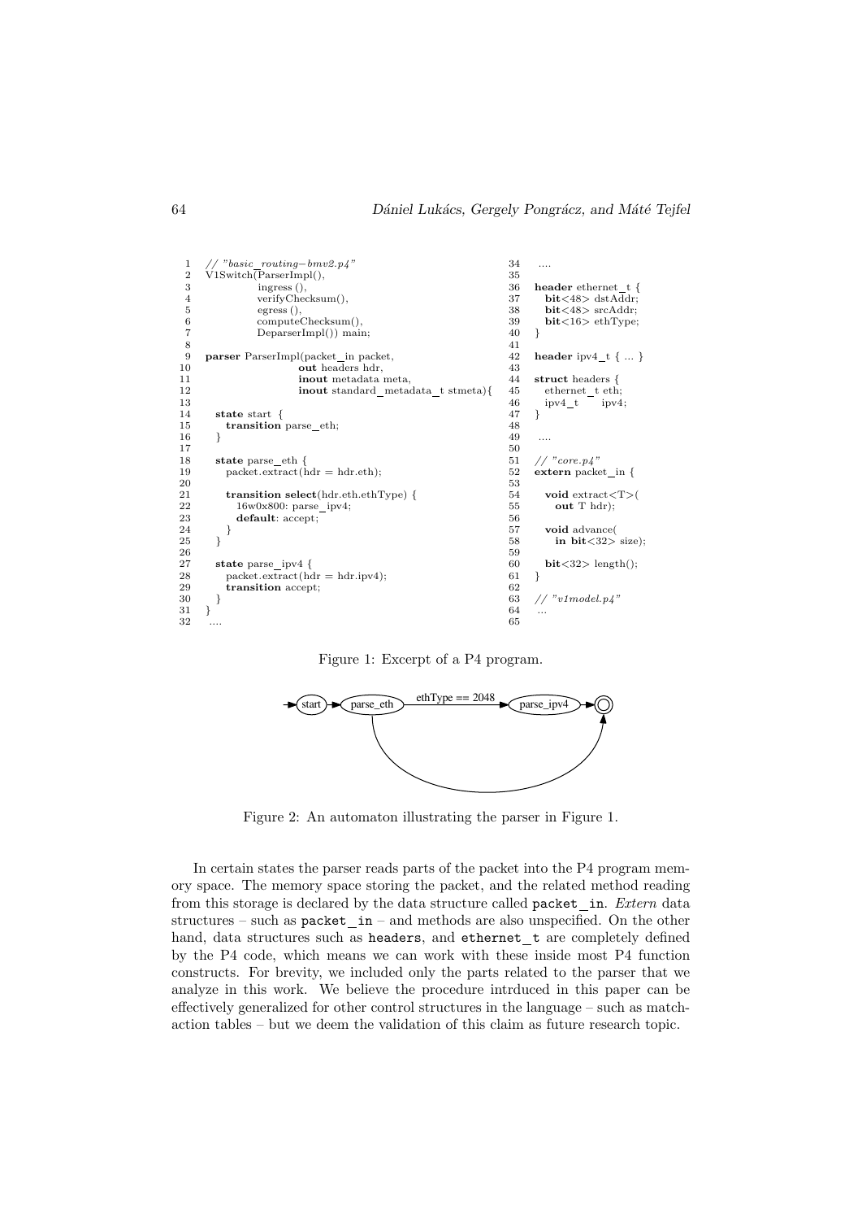```
1   // "basic_routing-bmv2.p4"
2   V1Switch(ParserImpl(),
3            ingress(),
4            verifyChecksum(),
5            egress(),
6            computeChecksum(),
7            DeparserImpl()) main;
8
9   parser ParserImpl(packet_in packet,
10                    out headers hdr,
11                    inout metadata meta,
12                    inout standard_metadata_t stmeta){
13
14    state start {
15      transition parse_eth;
16    }
17
18    state parse_eth {
19      packet.extract(hdr = hdr.eth);
20
21      transition select(hdr.eth.ethType) {
22        16w0x800: parse_ipv4;
23        default: accept;
24      }
25    }
26
27    state parse_ipv4 {
28      packet.extract(hdr = hdr.ipv4);
29      transition accept;
30    }
31  }
32   ....
33
34   ....
35
36  header ethernet_t {
37    bit<48> dstAddr;
38    bit<48> srcAddr;
39    bit<16> ethType;
40  }
41
42  header ipv4_t { ... }
43
44  struct headers {
45    ethernet_t eth;
46    ipv4_t     ipv4;
47  }
48
49   ....
50
51  // "core.p4"
52  extern packet_in {
53
54    void extract<T>(
55      out T hdr);
56
57    void advance(
58      in bit<32> size);
59
60    bit<32> length();
61  }
62
63  // "v1model.p4"
64   ...
65
```

Figure 1: Excerpt of a P4 program.

start
parse_eth
ethType == 2048
parse_ipv4

Figure 2: An automaton illustrating the parser in Figure 1.

In certain states the parser reads parts of the packet into the P4 program memory space. The memory space storing the packet, and the related method reading from this storage is declared by the data structure called `packet_in`. *Extern* data structures – such as `packet_in` – and methods are also unspecified. On the other hand, data structures such as `headers`, and `ethernet_t` are completely defined by the P4 code, which means we can work with these inside most P4 function constructs. For brevity, we included only the parts related to the parser that we analyze in this work. We believe the procedure intrduced in this paper can be effectively generalized for other control structures in the language – such as match-action tables – but we deem the validation of this claim as future research topic.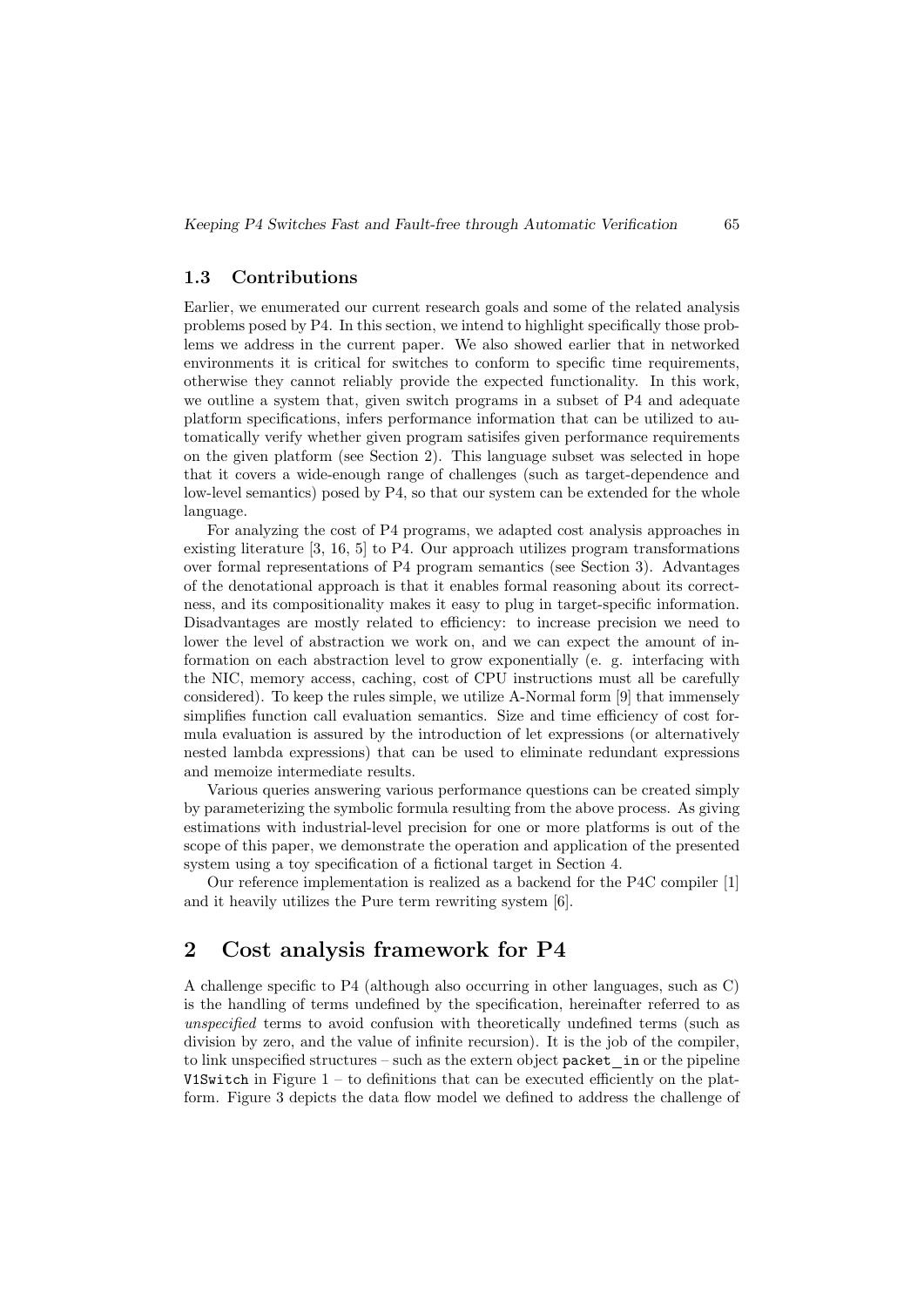### 1.3 Contributions

Earlier, we enumerated our current research goals and some of the related analysis problems posed by P4. In this section, we intend to highlight specifically those problems we address in the current paper. We also showed earlier that in networked environments it is critical for switches to conform to specific time requirements, otherwise they cannot reliably provide the expected functionality. In this work, we outline a system that, given switch programs in a subset of P4 and adequate platform specifications, infers performance information that can be utilized to automatically verify whether given program satisifes given performance requirements on the given platform (see Section 2). This language subset was selected in hope that it covers a wide-enough range of challenges (such as target-dependence and low-level semantics) posed by P4, so that our system can be extended for the whole language.

For analyzing the cost of P4 programs, we adapted cost analysis approaches in existing literature [3, 16, 5] to P4. Our approach utilizes program transformations over formal representations of P4 program semantics (see Section 3). Advantages of the denotational approach is that it enables formal reasoning about its correctness, and its compositionality makes it easy to plug in target-specific information. Disadvantages are mostly related to efficiency: to increase precision we need to lower the level of abstraction we work on, and we can expect the amount of information on each abstraction level to grow exponentially (e. g. interfacing with the NIC, memory access, caching, cost of CPU instructions must all be carefully considered). To keep the rules simple, we utilize A-Normal form [9] that immensely simplifies function call evaluation semantics. Size and time efficiency of cost formula evaluation is assured by the introduction of let expressions (or alternatively nested lambda expressions) that can be used to eliminate redundant expressions and memoize intermediate results.

Various queries answering various performance questions can be created simply by parameterizing the symbolic formula resulting from the above process. As giving estimations with industrial-level precision for one or more platforms is out of the scope of this paper, we demonstrate the operation and application of the presented system using a toy specification of a fictional target in Section 4.

Our reference implementation is realized as a backend for the P4C compiler [1] and it heavily utilizes the Pure term rewriting system [6].

## 2 Cost analysis framework for P4

A challenge specific to P4 (although also occurring in other languages, such as C) is the handling of terms undefined by the specification, hereinafter referred to as *unspecified* terms to avoid confusion with theoretically undefined terms (such as division by zero, and the value of infinite recursion). It is the job of the compiler, to link unspecified structures – such as the extern object `packet_in` or the pipeline `V1Switch` in Figure 1 – to definitions that can be executed efficiently on the platform. Figure 3 depicts the data flow model we defined to address the challenge of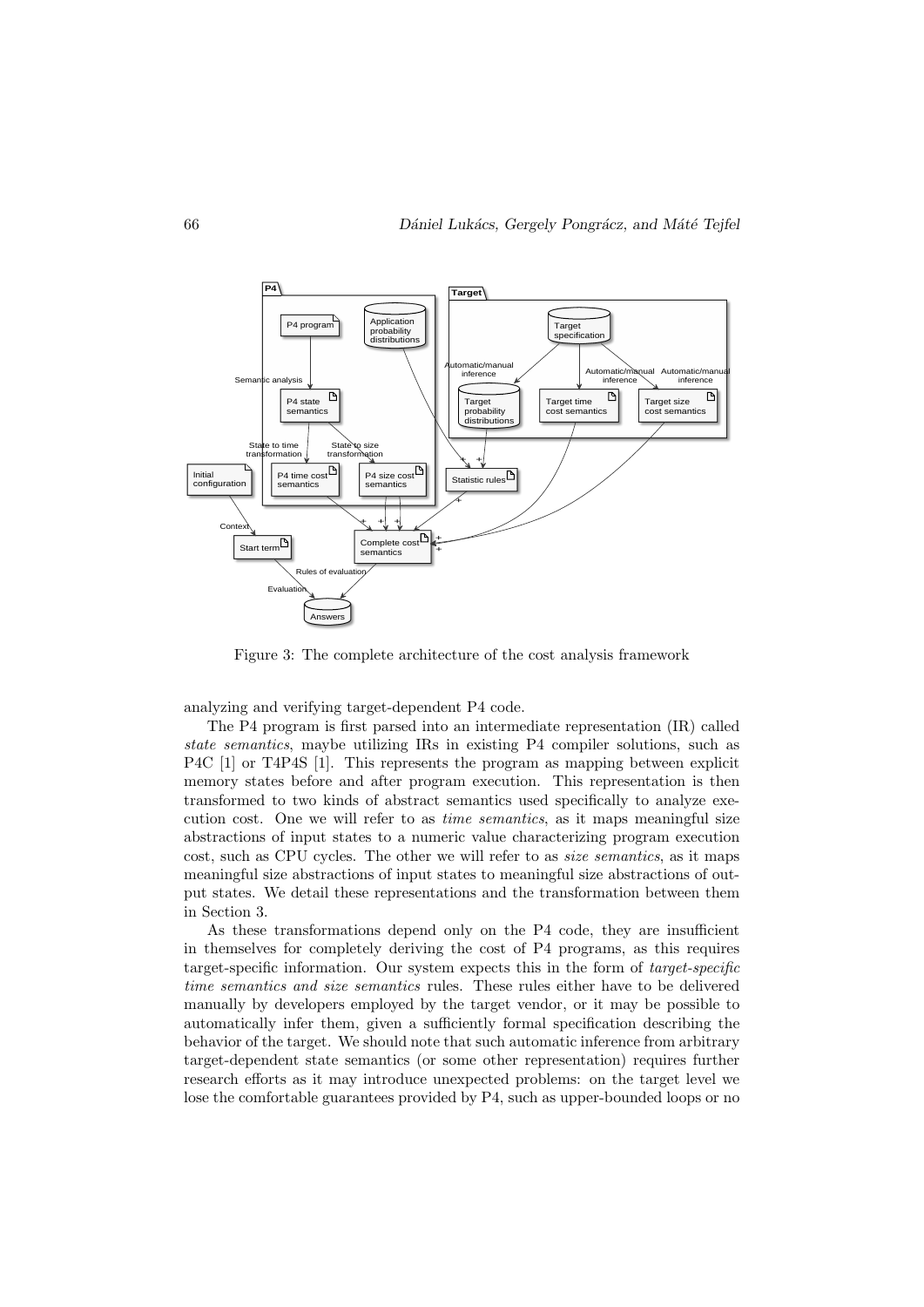P4

P4 program

Application probability distributions

Semantic analysis

P4 state semantics

State to time transformation

State to size transformation

P4 time cost semantics

P4 size cost semantics

Target

Target specification

Automatic/manual inference

Automatic/manual inference

Automatic/manual inference

Target probability distributions

Target time cost semantics

Target size cost semantics

Statistic rules

Initial configuration

Context

Start term

Complete cost semantics

Rules of evaluation

Evaluation

Answers

Figure 3: The complete architecture of the cost analysis framework

analyzing and verifying target-dependent P4 code.

The P4 program is first parsed into an intermediate representation (IR) called *state semantics*, maybe utilizing IRs in existing P4 compiler solutions, such as P4C [1] or T4P4S [1]. This represents the program as mapping between explicit memory states before and after program execution. This representation is then transformed to two kinds of abstract semantics used specifically to analyze execution cost. One we will refer to as *time semantics*, as it maps meaningful size abstractions of input states to a numeric value characterizing program execution cost, such as CPU cycles. The other we will refer to as *size semantics*, as it maps meaningful size abstractions of input states to meaningful size abstractions of output states. We detail these representations and the transformation between them in Section 3.

As these transformations depend only on the P4 code, they are insufficient in themselves for completely deriving the cost of P4 programs, as this requires target-specific information. Our system expects this in the form of *target-specific time semantics and size semantics* rules. These rules either have to be delivered manually by developers employed by the target vendor, or it may be possible to automatically infer them, given a sufficiently formal specification describing the behavior of the target. We should note that such automatic inference from arbitrary target-dependent state semantics (or some other representation) requires further research efforts as it may introduce unexpected problems: on the target level we lose the comfortable guarantees provided by P4, such as upper-bounded loops or no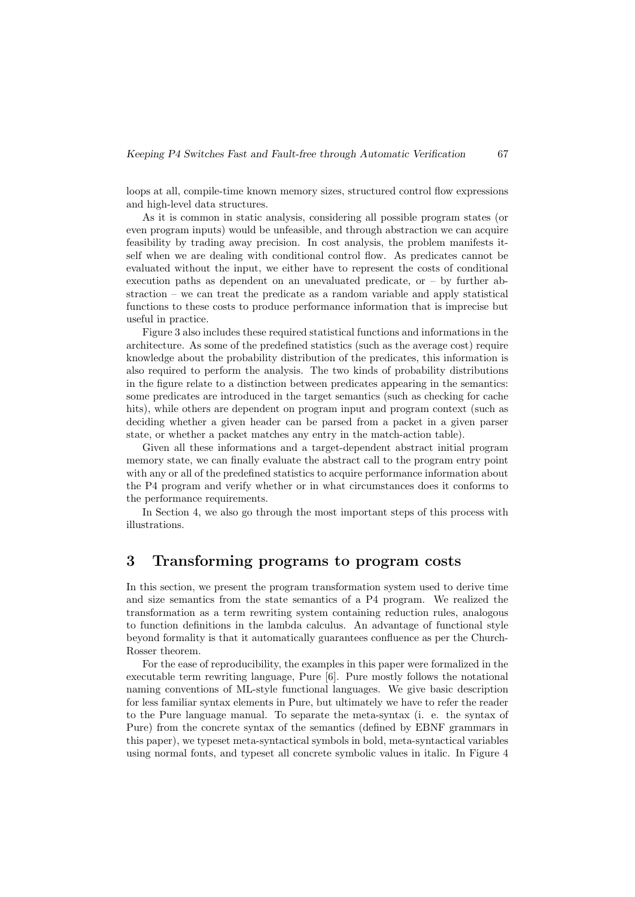loops at all, compile-time known memory sizes, structured control flow expressions and high-level data structures.

As it is common in static analysis, considering all possible program states (or even program inputs) would be unfeasible, and through abstraction we can acquire feasibility by trading away precision. In cost analysis, the problem manifests itself when we are dealing with conditional control flow. As predicates cannot be evaluated without the input, we either have to represent the costs of conditional execution paths as dependent on an unevaluated predicate, or – by further abstraction – we can treat the predicate as a random variable and apply statistical functions to these costs to produce performance information that is imprecise but useful in practice.

Figure 3 also includes these required statistical functions and informations in the architecture. As some of the predefined statistics (such as the average cost) require knowledge about the probability distribution of the predicates, this information is also required to perform the analysis. The two kinds of probability distributions in the figure relate to a distinction between predicates appearing in the semantics: some predicates are introduced in the target semantics (such as checking for cache hits), while others are dependent on program input and program context (such as deciding whether a given header can be parsed from a packet in a given parser state, or whether a packet matches any entry in the match-action table).

Given all these informations and a target-dependent abstract initial program memory state, we can finally evaluate the abstract call to the program entry point with any or all of the predefined statistics to acquire performance information about the P4 program and verify whether or in what circumstances does it conforms to the performance requirements.

In Section 4, we also go through the most important steps of this process with illustrations.

## 3 Transforming programs to program costs

In this section, we present the program transformation system used to derive time and size semantics from the state semantics of a P4 program. We realized the transformation as a term rewriting system containing reduction rules, analogous to function definitions in the lambda calculus. An advantage of functional style beyond formality is that it automatically guarantees confluence as per the Church-Rosser theorem.

For the ease of reproducibility, the examples in this paper were formalized in the executable term rewriting language, Pure [6]. Pure mostly follows the notational naming conventions of ML-style functional languages. We give basic description for less familiar syntax elements in Pure, but ultimately we have to refer the reader to the Pure language manual. To separate the meta-syntax (i. e. the syntax of Pure) from the concrete syntax of the semantics (defined by EBNF grammars in this paper), we typeset meta-syntactical symbols in bold, meta-syntactical variables using normal fonts, and typeset all concrete symbolic values in italic. In Figure 4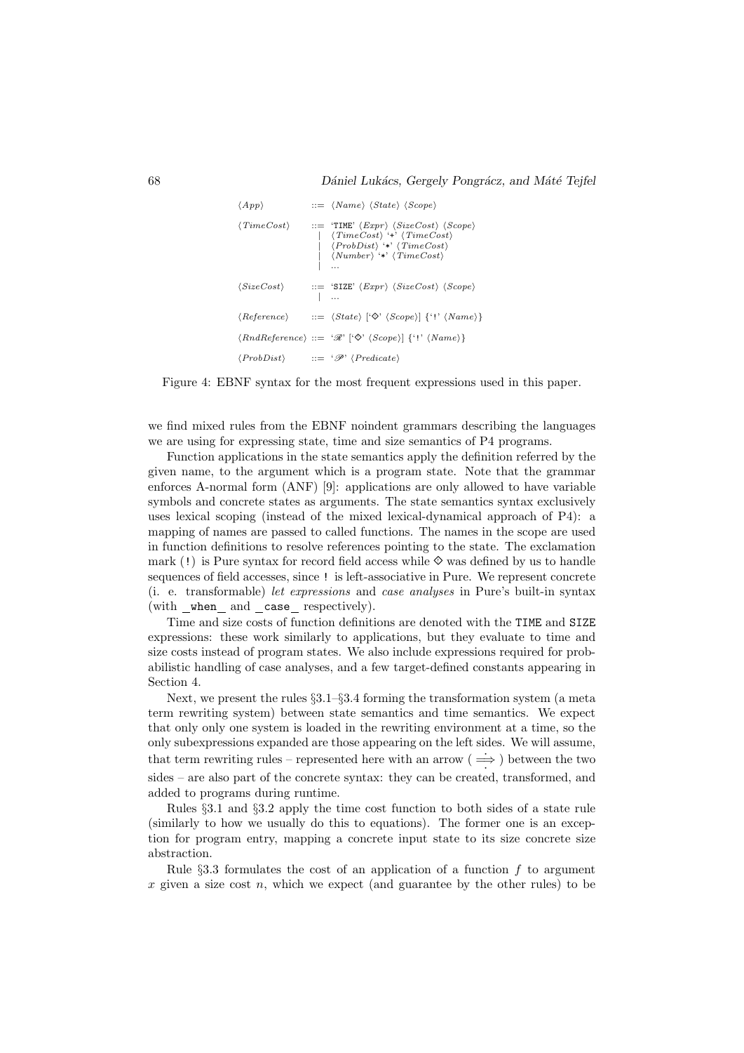```
⟨App⟩          ::= ⟨Name⟩ ⟨State⟩ ⟨Scope⟩

⟨TimeCost⟩     ::= 'TIME' ⟨Expr⟩ ⟨SizeCost⟩ ⟨Scope⟩
                |  ⟨TimeCost⟩ '+' ⟨TimeCost⟩
                |  ⟨ProbDist⟩ '*' ⟨TimeCost⟩
                |  ⟨Number⟩ '*' ⟨TimeCost⟩
                |  ...

⟨SizeCost⟩     ::= 'SIZE' ⟨Expr⟩ ⟨SizeCost⟩ ⟨Scope⟩
                |  ...

⟨Reference⟩    ::= ⟨State⟩ ['◇' ⟨Scope⟩] {'!' ⟨Name⟩}

⟨RndReference⟩ ::= 'ℛ' ['◇' ⟨Scope⟩] {'!' ⟨Name⟩}

⟨ProbDist⟩     ::= '𝒫' ⟨Predicate⟩
```

Figure 4: EBNF syntax for the most frequent expressions used in this paper.

we find mixed rules from the EBNF noindent grammars describing the languages we are using for expressing state, time and size semantics of P4 programs.

Function applications in the state semantics apply the definition referred by the given name, to the argument which is a program state. Note that the grammar enforces A-normal form (ANF) [9]: applications are only allowed to have variable symbols and concrete states as arguments. The state semantics syntax exclusively uses lexical scoping (instead of the mixed lexical-dynamical approach of P4): a mapping of names are passed to called functions. The names in the scope are used in function definitions to resolve references pointing to the state. The exclamation mark (`!`) is Pure syntax for record field access while $\diamondsuit$ was defined by us to handle sequences of field accesses, since `!` is left-associative in Pure. We represent concrete (i. e. transformable) *let expressions* and *case analyses* in Pure's built-in syntax (with `__when__` and `__case__` respectively).

Time and size costs of function definitions are denoted with the `TIME` and `SIZE` expressions: these work similarly to applications, but they evaluate to time and size costs instead of program states. We also include expressions required for probabilistic handling of case analyses, and a few target-defined constants appearing in Section 4.

Next, we present the rules §3.1–§3.4 forming the transformation system (a meta term rewriting system) between state semantics and time semantics. We expect that only only one system is loaded in the rewriting environment at a time, so the only subexpressions expanded are those appearing on the left sides. We will assume, that term rewriting rules – represented here with an arrow ( $\stackrel{.}{\Longrightarrow}$ ) between the two sides – are also part of the concrete syntax: they can be created, transformed, and added to programs during runtime.

Rules §3.1 and §3.2 apply the time cost function to both sides of a state rule (similarly to how we usually do this to equations). The former one is an exception for program entry, mapping a concrete input state to its size concrete size abstraction.

Rule §3.3 formulates the cost of an application of a function $f$ to argument $x$ given a size cost $n$, which we expect (and guarantee by the other rules) to be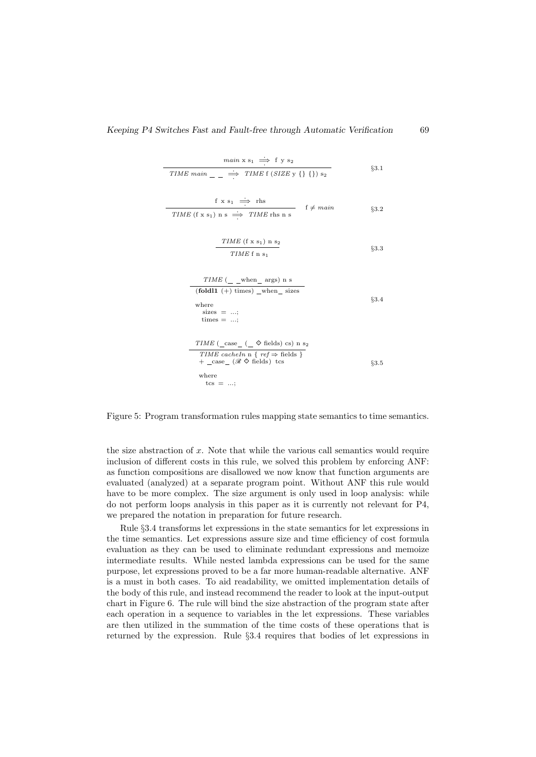$$\frac{main\ \mathrm{x}\ \mathrm{s}_1 \ \dot{\Longrightarrow}\ \mathrm{f}\ \mathrm{y}\ \mathrm{s}_2}{TIME\ main\ \_\ \_\ \dot{\Longrightarrow}\ TIME\ \mathrm{f}\ (SIZE\ \mathrm{y}\ \{\}\ \{\})\ \mathrm{s}_2} \qquad \S 3.1$$

$$\frac{\mathrm{f}\ \mathrm{x}\ \mathrm{s}_1 \ \dot{\Longrightarrow}\ \mathrm{rhs}}{TIME\ (\mathrm{f}\ \mathrm{x}\ \mathrm{s}_1)\ \mathrm{n}\ \mathrm{s}\ \dot{\Longrightarrow}\ TIME\ \mathrm{rhs}\ \mathrm{n}\ \mathrm{s}}\ \ \mathrm{f} \neq main \qquad \S 3.2$$

$$\frac{TIME\ (\mathrm{f}\ \mathrm{x}\ \mathrm{s}_1)\ \mathrm{n}\ \mathrm{s}_2}{TIME\ \mathrm{f}\ \mathrm{n}\ \mathrm{s}_1} \qquad \S 3.3$$

$$\frac{TIME\ (\_\ \_\mathrm{when}\_\ \mathrm{args})\ \mathrm{n}\ \mathrm{s}}{(\mathbf{foldl1}\ (+)\ \mathrm{times})\ \_\mathrm{when}\_\ \mathrm{sizes}} \qquad \S 3.4$$

```
where
  sizes = ...;
  times = ...;
```

$$\frac{TIME\ (\_\mathrm{case}\_\ (\_\ \diamond\ \mathrm{fields})\ \mathrm{cs})\ \mathrm{n}\ \mathrm{s}_2}{TIME\ cacheIn\ \mathrm{n}\ \{\ ref \Rightarrow \mathrm{fields}\ \} + \_\mathrm{case}\_\ (\mathscr{R}\ \diamond\ \mathrm{fields})\ \mathrm{tcs}} \qquad \S 3.5$$

```
where
  tcs = ...;
```

Figure 5: Program transformation rules mapping state semantics to time semantics.

the size abstraction of $x$. Note that while the various call semantics would require inclusion of different costs in this rule, we solved this problem by enforcing ANF: as function compositions are disallowed we now know that function arguments are evaluated (analyzed) at a separate program point. Without ANF this rule would have to be more complex. The size argument is only used in loop analysis: while do not perform loops analysis in this paper as it is currently not relevant for P4, we prepared the notation in preparation for future research.

Rule §3.4 transforms let expressions in the state semantics for let expressions in the time semantics. Let expressions assure size and time efficiency of cost formula evaluation as they can be used to eliminate redundant expressions and memoize intermediate results. While nested lambda expressions can be used for the same purpose, let expressions proved to be a far more human-readable alternative. ANF is a must in both cases. To aid readability, we omitted implementation details of the body of this rule, and instead recommend the reader to look at the input-output chart in Figure 6. The rule will bind the size abstraction of the program state after each operation in a sequence to variables in the let expressions. These variables are then utilized in the summation of the time costs of these operations that is returned by the expression. Rule §3.4 requires that bodies of let expressions in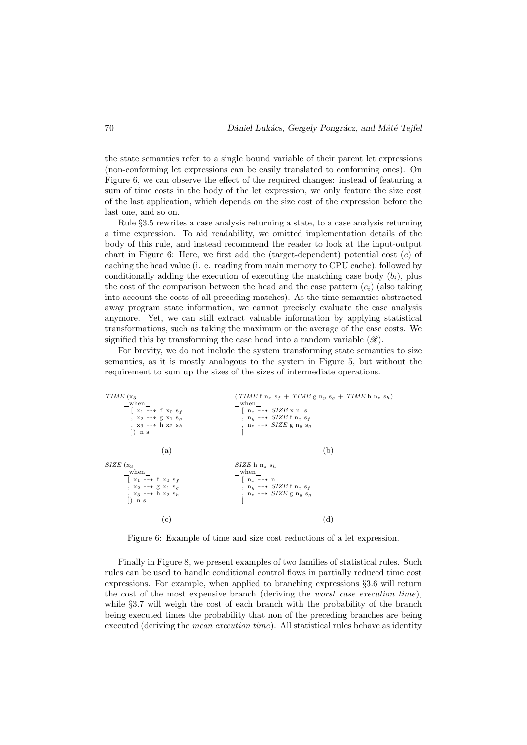the state semantics refer to a single bound variable of their parent let expressions (non-conforming let expressions can be easily translated to conforming ones). On Figure 6, we can observe the effect of the required changes: instead of featuring a sum of time costs in the body of the let expression, we only feature the size cost of the last application, which depends on the size cost of the expression before the last one, and so on.

Rule §3.5 rewrites a case analysis returning a state, to a case analysis returning a time expression. To aid readability, we omitted implementation details of the body of this rule, and instead recommend the reader to look at the input-output chart in Figure 6: Here, we first add the (target-dependent) potential cost ($c$) of caching the head value (i. e. reading from main memory to CPU cache), followed by conditionally adding the execution of executing the matching case body ($b_i$), plus the cost of the comparison between the head and the case pattern ($c_i$) (also taking into account the costs of all preceding matches). As the time semantics abstracted away program state information, we cannot precisely evaluate the case analysis anymore. Yet, we can still extract valuable information by applying statistical transformations, such as taking the maximum or the average of the case costs. We signified this by transforming the case head into a random variable ($\mathscr{R}$).

For brevity, we do not include the system transforming state semantics to size semantics, as it is mostly analogous to the system in Figure 5, but without the requirement to sum up the sizes of the sizes of intermediate operations.

```
TIME (x3
     _when_
      [ x1 --→ f x0 sf
      , x2 --→ g x1 sg
      , x3 --→ h x2 sh
      ]) n s

            (a)
```

```
(TIME f nx sf + TIME g ny sg + TIME h nz sh)
_when_
 [ nx --→ SIZE x n  s
 , ny --→ SIZE f nx sf
 , nz --→ SIZE g ny sg
 ]

            (b)
```

```
SIZE (x3
     _when_
      [ x1 --→ f x0 sf
      , x2 --→ g x1 sg
      , x3 --→ h x2 sh
      ]) n s

            (c)
```

```
SIZE h nz sh
_when_
 [ nx --→ n
 , ny --→ SIZE f nx sf
 , nz --→ SIZE g ny sg
 ]

            (d)
```

Figure 6: Example of time and size cost reductions of a let expression.

Finally in Figure 8, we present examples of two families of statistical rules. Such rules can be used to handle conditional control flows in partially reduced time cost expressions. For example, when applied to branching expressions §3.6 will return the cost of the most expensive branch (deriving the *worst case execution time*), while §3.7 will weigh the cost of each branch with the probability of the branch being executed times the probability that non of the preceding branches are being executed (deriving the *mean execution time*). All statistical rules behave as identity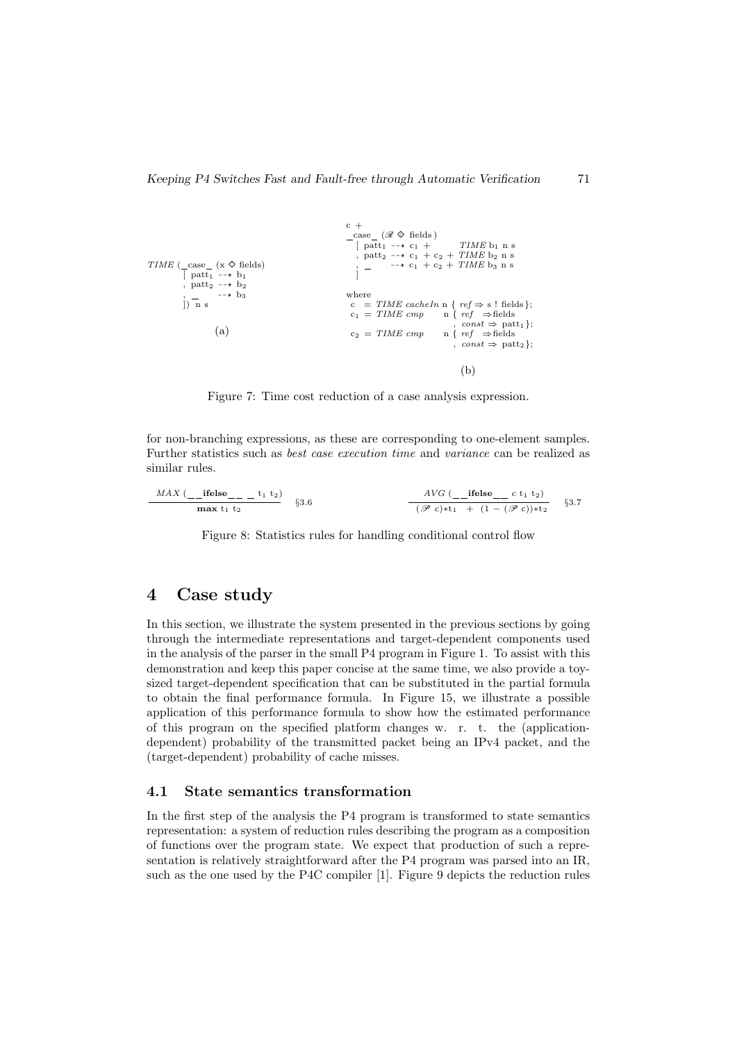```
TIME (_case_ (x ◇ fields)
       [ patt1 --→ b1
       , patt2 --→ b2
       , _     --→ b3
       ]) n s

              (a)
```

```
c +
_case_ (ℛ ◇ fields)
  [ patt1 --→ c1 +        TIME b1 n s
  , patt2 --→ c1 + c2 + TIME b2 n s
  , _     --→ c1 + c2 + TIME b3 n s
  ]

where
 c  = TIME cacheIn n { ref ⇒ s ! fields };
 c1 = TIME cmp     n { ref ⇒ fields
                     , const ⇒ patt1 };
 c2 = TIME cmp     n { ref ⇒ fields
                     , const ⇒ patt2 };

              (b)
```

Figure 7: Time cost reduction of a case analysis expression.

for non-branching expressions, as these are corresponding to one-element samples. Further statistics such as *best case execution time* and *variance* can be realized as similar rules.

$$\frac{MAX\ (\_\_\mathbf{ifelse}\_\_\ \_\ t_1\ t_2)}{\mathbf{max}\ t_1\ t_2}\ \S3.6 \qquad\qquad \frac{AVG\ (\_\_\mathbf{ifelse}\_\_\ c\ t_1\ t_2)}{(\mathscr{P}\ c)*t_1\ +\ (1-(\mathscr{P}\ c))*t_2}\ \S3.7$$

Figure 8: Statistics rules for handling conditional control flow

# 4 Case study

In this section, we illustrate the system presented in the previous sections by going through the intermediate representations and target-dependent components used in the analysis of the parser in the small P4 program in Figure 1. To assist with this demonstration and keep this paper concise at the same time, we also provide a toy-sized target-dependent specification that can be substituted in the partial formula to obtain the final performance formula. In Figure 15, we illustrate a possible application of this performance formula to show how the estimated performance of this program on the specified platform changes w. r. t. the (application-dependent) probability of the transmitted packet being an IPv4 packet, and the (target-dependent) probability of cache misses.

## 4.1 State semantics transformation

In the first step of the analysis the P4 program is transformed to state semantics representation: a system of reduction rules describing the program as a composition of functions over the program state. We expect that production of such a representation is relatively straightforward after the P4 program was parsed into an IR, such as the one used by the P4C compiler [1]. Figure 9 depicts the reduction rules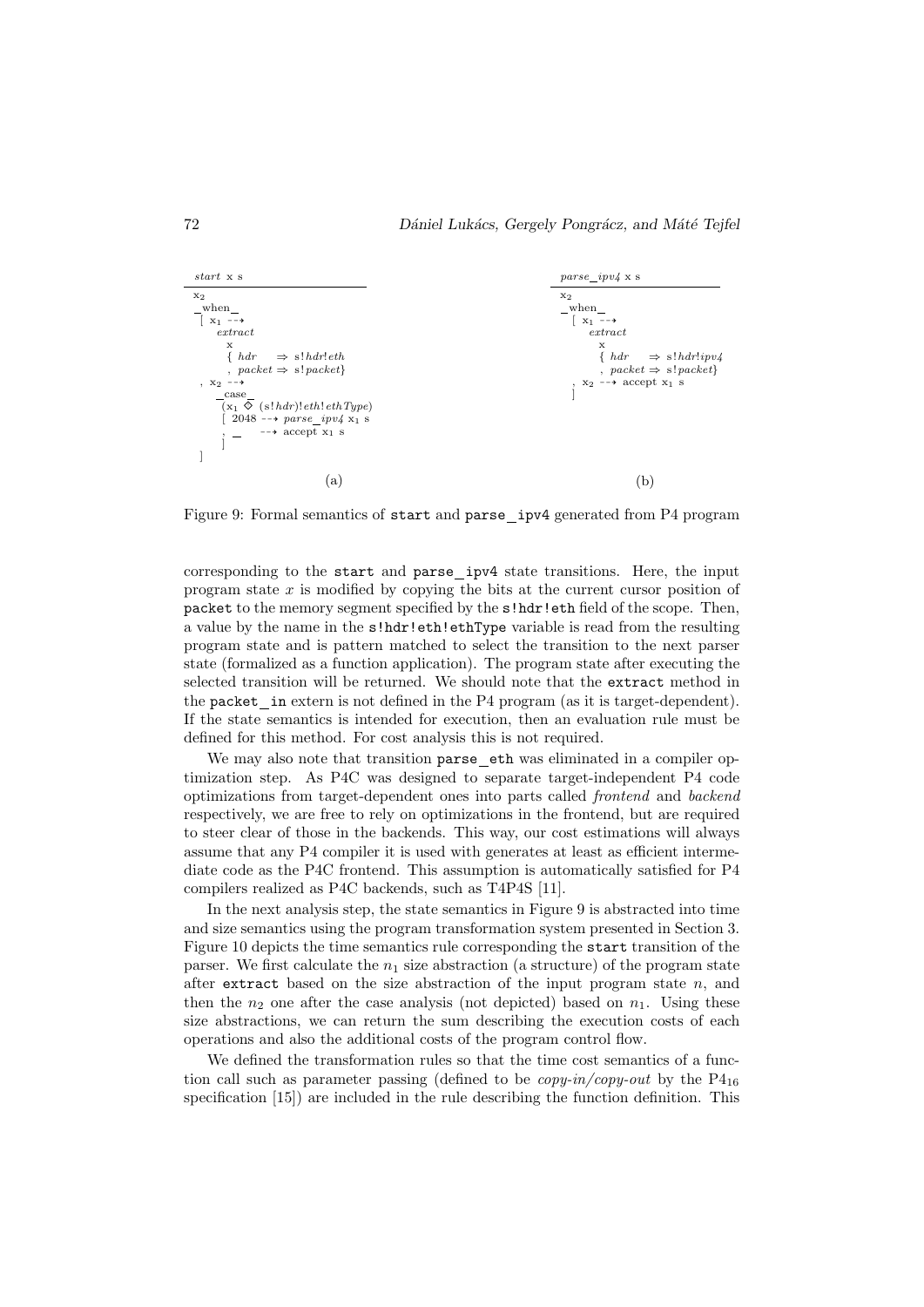```
start x s
────────────────────────────────
x₂
_when_
[ x₁ --→
    extract
      x
      { hdr    ⇒ s!hdr!eth
      , packet ⇒ s!packet}
, x₂ --→
    _case_
    (x₁ ◇ (s!hdr)!eth!ethType)
    [ 2048 --→ parse_ipv4 x₁ s
    , _    --→ accept x₁ s
    ]
]
```

(a)

```
parse_ipv4 x s
────────────────────────────────
x₂
_when_
[ x₁ --→
    extract
      x
      { hdr    ⇒ s!hdr!ipv4
      , packet ⇒ s!packet}
, x₂ --→ accept x₁ s
]
```

(b)

Figure 9: Formal semantics of start and parse_ipv4 generated from P4 program

corresponding to the start and parse_ipv4 state transitions. Here, the input program state $x$ is modified by copying the bits at the current cursor position of packet to the memory segment specified by the s!hdr!eth field of the scope. Then, a value by the name in the s!hdr!eth!ethType variable is read from the resulting program state and is pattern matched to select the transition to the next parser state (formalized as a function application). The program state after executing the selected transition will be returned. We should note that the extract method in the packet_in extern is not defined in the P4 program (as it is target-dependent). If the state semantics is intended for execution, then an evaluation rule must be defined for this method. For cost analysis this is not required.

We may also note that transition parse_eth was eliminated in a compiler optimization step. As P4C was designed to separate target-independent P4 code optimizations from target-dependent ones into parts called *frontend* and *backend* respectively, we are free to rely on optimizations in the frontend, but are required to steer clear of those in the backends. This way, our cost estimations will always assume that any P4 compiler it is used with generates at least as efficient intermediate code as the P4C frontend. This assumption is automatically satisfied for P4 compilers realized as P4C backends, such as T4P4S [11].

In the next analysis step, the state semantics in Figure 9 is abstracted into time and size semantics using the program transformation system presented in Section 3. Figure 10 depicts the time semantics rule corresponding the start transition of the parser. We first calculate the $n_1$ size abstraction (a structure) of the program state after extract based on the size abstraction of the input program state $n$, and then the $n_2$ one after the case analysis (not depicted) based on $n_1$. Using these size abstractions, we can return the sum describing the execution costs of each operations and also the additional costs of the program control flow.

We defined the transformation rules so that the time cost semantics of a function call such as parameter passing (defined to be *copy-in/copy-out* by the $\text{P4}_{16}$ specification [15]) are included in the rule describing the function definition. This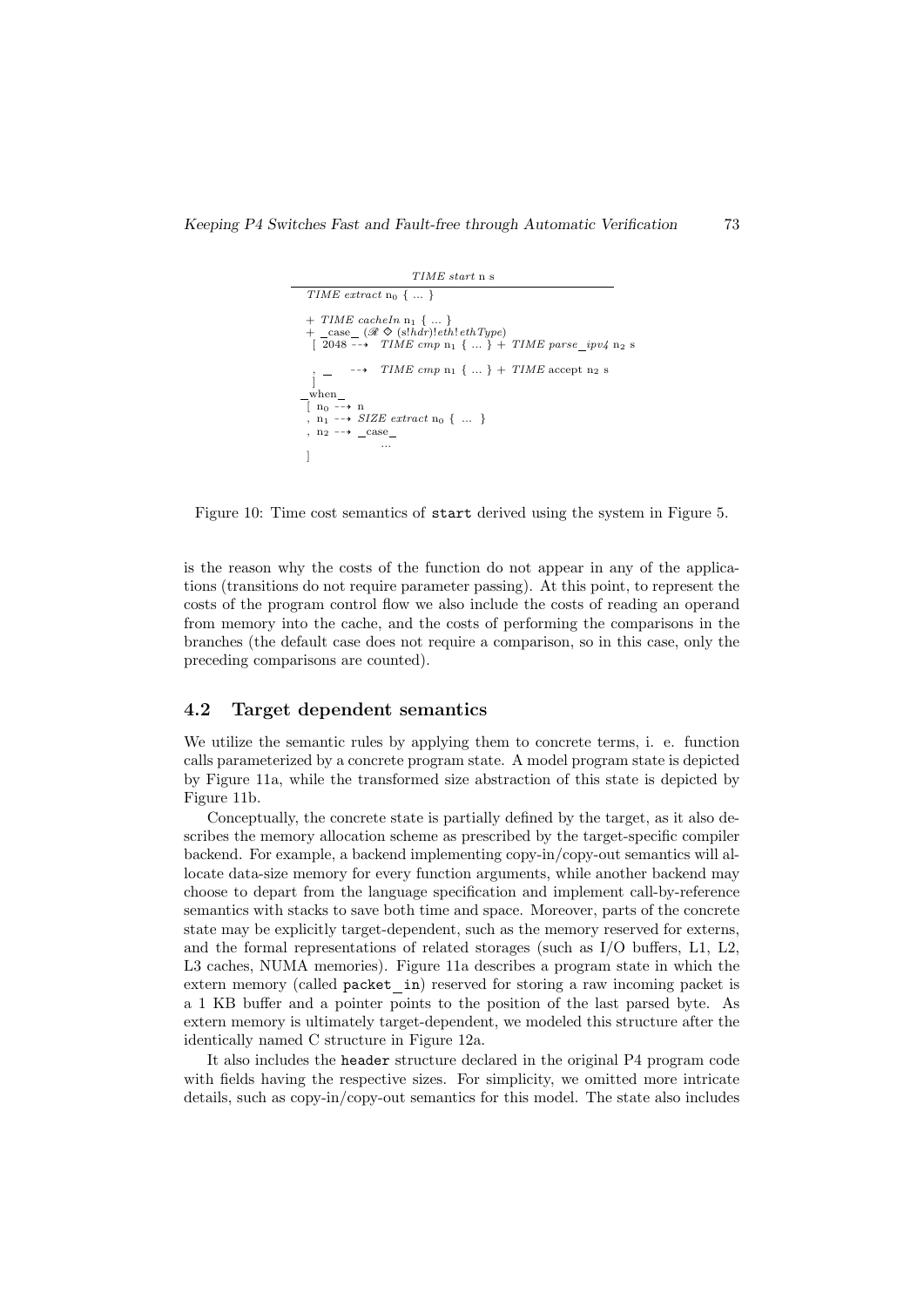```
                    TIME start n s
─────────────────────────────────────────────
TIME extract n0 { ... }

+ TIME cacheIn n1 { ... }
+ _case_ (ℛ ◇ (s!hdr)!eth!ethType)
  [ 2048 --➝  TIME cmp n1 { ... } + TIME parse_ipv4 n2 s

  , _     --➝  TIME cmp n1 { ... } + TIME accept n2 s
  ]
_when_
[ n0 --➝ n
, n1 --➝ SIZE extract n0 { ... }
, n2 --➝ _case_
              ...
]
```

Figure 10: Time cost semantics of `start` derived using the system in Figure 5.

is the reason why the costs of the function do not appear in any of the applications (transitions do not require parameter passing). At this point, to represent the costs of the program control flow we also include the costs of reading an operand from memory into the cache, and the costs of performing the comparisons in the branches (the default case does not require a comparison, so in this case, only the preceding comparisons are counted).

### 4.2 Target dependent semantics

We utilize the semantic rules by applying them to concrete terms, i. e. function calls parameterized by a concrete program state. A model program state is depicted by Figure 11a, while the transformed size abstraction of this state is depicted by Figure 11b.

Conceptually, the concrete state is partially defined by the target, as it also describes the memory allocation scheme as prescribed by the target-specific compiler backend. For example, a backend implementing copy-in/copy-out semantics will allocate data-size memory for every function arguments, while another backend may choose to depart from the language specification and implement call-by-reference semantics with stacks to save both time and space. Moreover, parts of the concrete state may be explicitly target-dependent, such as the memory reserved for externs, and the formal representations of related storages (such as I/O buffers, L1, L2, L3 caches, NUMA memories). Figure 11a describes a program state in which the extern memory (called `packet_in`) reserved for storing a raw incoming packet is a 1 KB buffer and a pointer points to the position of the last parsed byte. As extern memory is ultimately target-dependent, we modeled this structure after the identically named C structure in Figure 12a.

It also includes the `header` structure declared in the original P4 program code with fields having the respective sizes. For simplicity, we omitted more intricate details, such as copy-in/copy-out semantics for this model. The state also includes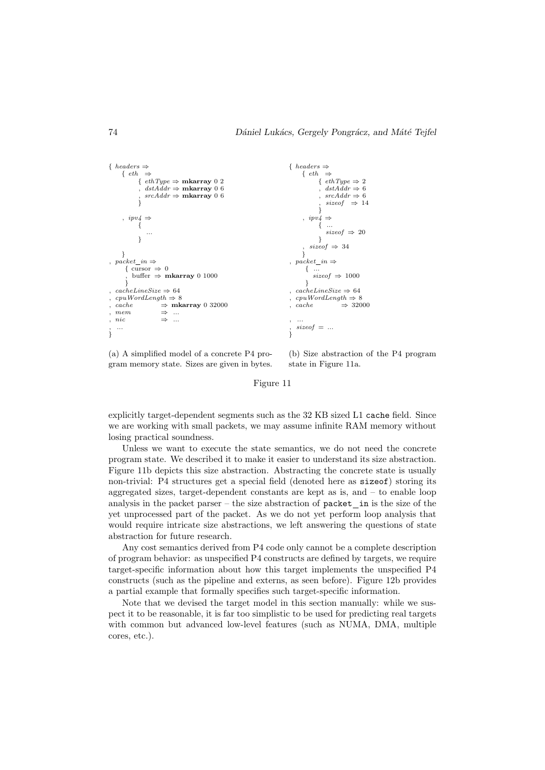```
{ headers ⇒
    { eth  ⇒
          { ethType ⇒ mkarray 0 2
          , dstAddr ⇒ mkarray 0 6
          , srcAddr ⇒ mkarray 0 6
          }
    , ipv4 ⇒
          {
             ...
          }
    }
, packet_in ⇒
      { cursor ⇒ 0
      , buffer ⇒ mkarray 0 1000
      }
, cacheLineSize ⇒ 64
, cpuWordLength ⇒ 8
, cache          ⇒ mkarray 0 32000
, mem            ⇒ ...
, nic            ⇒ ...
, ...
}
```

(a) A simplified model of a concrete P4 program memory state. Sizes are given in bytes.

```
{ headers ⇒
    { eth  ⇒
          { ethType ⇒ 2
          , dstAddr ⇒ 6
          , srcAddr ⇒ 6
          , sizeof  ⇒ 14
          }
    , ipv4 ⇒
          { ...
            sizeof ⇒ 20
          }
    , sizeof ⇒ 34
    }
, packet_in ⇒
      { ...
        sizeof ⇒ 1000
      }
, cacheLineSize ⇒ 64
, cpuWordLength ⇒ 8
, cache          ⇒ 32000

, ...
, sizeof = ...
}
```

(b) Size abstraction of the P4 program state in Figure 11a.

Figure 11

explicitly target-dependent segments such as the 32 KB sized L1 `cache` field. Since we are working with small packets, we may assume infinite RAM memory without losing practical soundness.

Unless we want to execute the state semantics, we do not need the concrete program state. We described it to make it easier to understand its size abstraction. Figure 11b depicts this size abstraction. Abstracting the concrete state is usually non-trivial: P4 structures get a special field (denoted here as `sizeof`) storing its aggregated sizes, target-dependent constants are kept as is, and – to enable loop analysis in the packet parser – the size abstraction of `packet_in` is the size of the yet unprocessed part of the packet. As we do not yet perform loop analysis that would require intricate size abstractions, we left answering the questions of state abstraction for future research.

Any cost semantics derived from P4 code only cannot be a complete description of program behavior: as unspecified P4 constructs are defined by targets, we require target-specific information about how this target implements the unspecified P4 constructs (such as the pipeline and externs, as seen before). Figure 12b provides a partial example that formally specifies such target-specific information.

Note that we devised the target model in this section manually: while we suspect it to be reasonable, it is far too simplistic to be used for predicting real targets with common but advanced low-level features (such as NUMA, DMA, multiple cores, etc.).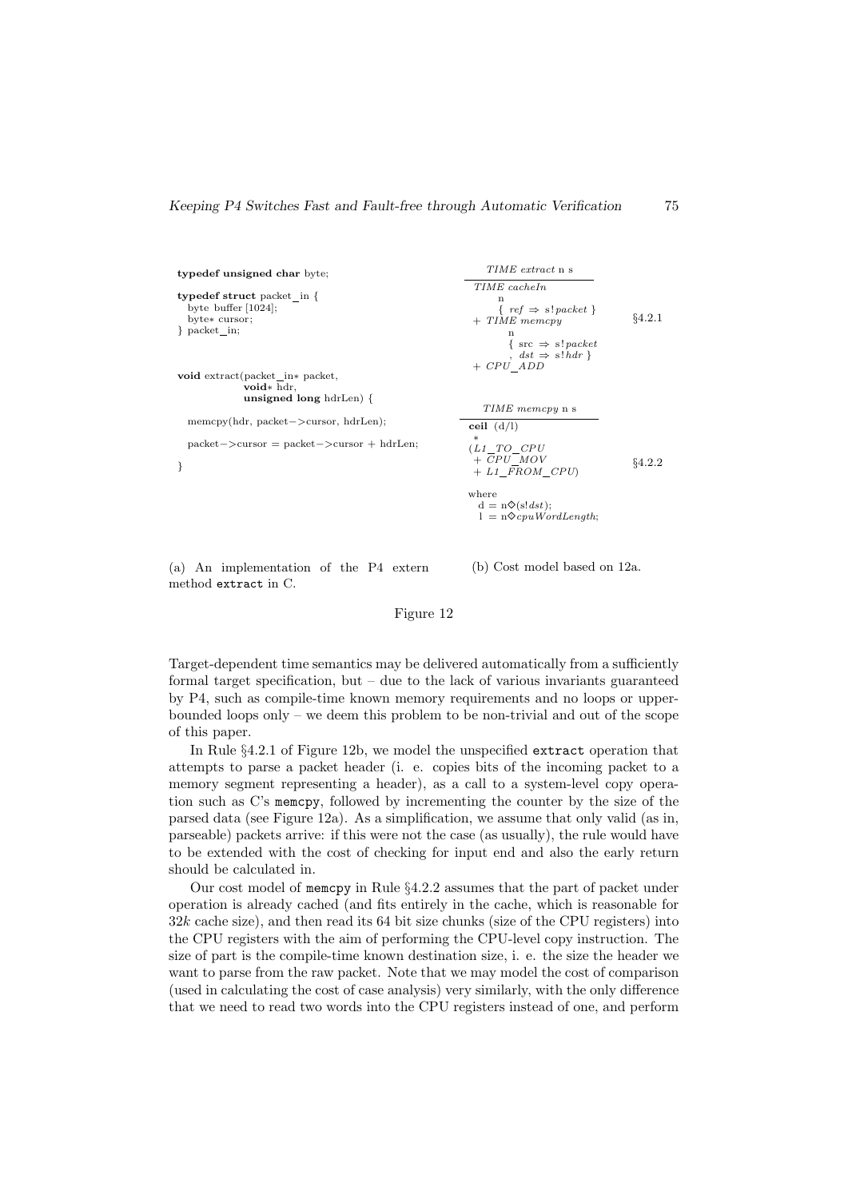```c
typedef unsigned char byte;

typedef struct packet_in {
  byte buffer [1024];
  byte* cursor;
} packet_in;


void extract(packet_in* packet,
             void* hdr,
             unsigned long hdrLen) {

  memcpy(hdr, packet->cursor, hdrLen);

  packet->cursor = packet->cursor + hdrLen;

}
```

(a) An implementation of the P4 extern method `extract` in C.

```
TIME extract n s
--------------------------------
TIME cacheIn
    n
    { ref ⇒ s!packet }
+ TIME memcpy
    n
    { src ⇒ s!packet
    , dst ⇒ s!hdr }
+ CPU_ADD                                    §4.2.1


TIME memcpy n s
--------------------------------
ceil (d/l)
*
(L1_TO_CPU
+ CPU_MOV
+ L1_FROM_CPU)                               §4.2.2

where
  d = n◇(s!dst);
  l = n◇cpuWordLength;
```

(b) Cost model based on 12a.

Figure 12

Target-dependent time semantics may be delivered automatically from a sufficiently formal target specification, but – due to the lack of various invariants guaranteed by P4, such as compile-time known memory requirements and no loops or upper-bounded loops only – we deem this problem to be non-trivial and out of the scope of this paper.

In Rule §4.2.1 of Figure 12b, we model the unspecified `extract` operation that attempts to parse a packet header (i. e. copies bits of the incoming packet to a memory segment representing a header), as a call to a system-level copy operation such as C's `memcpy`, followed by incrementing the counter by the size of the parsed data (see Figure 12a). As a simplification, we assume that only valid (as in, parseable) packets arrive: if this were not the case (as usually), the rule would have to be extended with the cost of checking for input end and also the early return should be calculated in.

Our cost model of `memcpy` in Rule §4.2.2 assumes that the part of packet under operation is already cached (and fits entirely in the cache, which is reasonable for $32k$ cache size), and then read its 64 bit size chunks (size of the CPU registers) into the CPU registers with the aim of performing the CPU-level copy instruction. The size of part is the compile-time known destination size, i. e. the size the header we want to parse from the raw packet. Note that we may model the cost of comparison (used in calculating the cost of case analysis) very similarly, with the only difference that we need to read two words into the CPU registers instead of one, and perform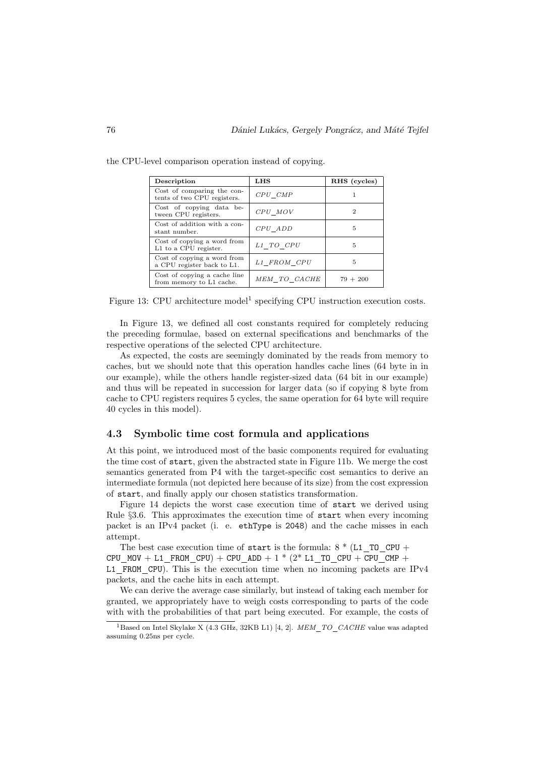the CPU-level comparison operation instead of copying.

| Description | LHS | RHS (cycles) |
|---|---|---|
| Cost of comparing the contents of two CPU registers. | *CPU_CMP* | 1 |
| Cost of copying data between CPU registers. | *CPU_MOV* | 2 |
| Cost of addition with a constant number. | *CPU_ADD* | 5 |
| Cost of copying a word from L1 to a CPU register. | *L1_TO_CPU* | 5 |
| Cost of copying a word from a CPU register back to L1. | *L1_FROM_CPU* | 5 |
| Cost of copying a cache line from memory to L1 cache. | *MEM_TO_CACHE* | 79 + 200 |

Figure 13: CPU architecture model[1] specifying CPU instruction execution costs.

In Figure 13, we defined all cost constants required for completely reducing the preceding formulae, based on external specifications and benchmarks of the respective operations of the selected CPU architecture.

As expected, the costs are seemingly dominated by the reads from memory to caches, but we should note that this operation handles cache lines (64 byte in in our example), while the others handle register-sized data (64 bit in our example) and thus will be repeated in succession for larger data (so if copying 8 byte from cache to CPU registers requires 5 cycles, the same operation for 64 byte will require 40 cycles in this model).

### 4.3 Symbolic time cost formula and applications

At this point, we introduced most of the basic components required for evaluating the time cost of `start`, given the abstracted state in Figure 11b. We merge the cost semantics generated from P4 with the target-specific cost semantics to derive an intermediate formula (not depicted here because of its size) from the cost expression of `start`, and finally apply our chosen statistics transformation.

Figure 14 depicts the worst case execution time of `start` we derived using Rule §3.6. This approximates the execution time of `start` when every incoming packet is an IPv4 packet (i. e. `ethType` is `2048`) and the cache misses in each attempt.

The best case execution time of `start` is the formula: 8 * (`L1_TO_CPU` + `CPU_MOV` + `L1_FROM_CPU`) + `CPU_ADD` + 1 * (2* `L1_TO_CPU` + `CPU_CMP` + `L1_FROM_CPU`). This is the execution time when no incoming packets are IPv4 packets, and the cache hits in each attempt.

We can derive the average case similarly, but instead of taking each member for granted, we appropriately have to weigh costs corresponding to parts of the code with with the probabilities of that part being executed. For example, the costs of

[1] Based on Intel Skylake X (4.3 GHz, 32KB L1) [4, 2]. *MEM_TO_CACHE* value was adapted assuming 0.25ns per cycle.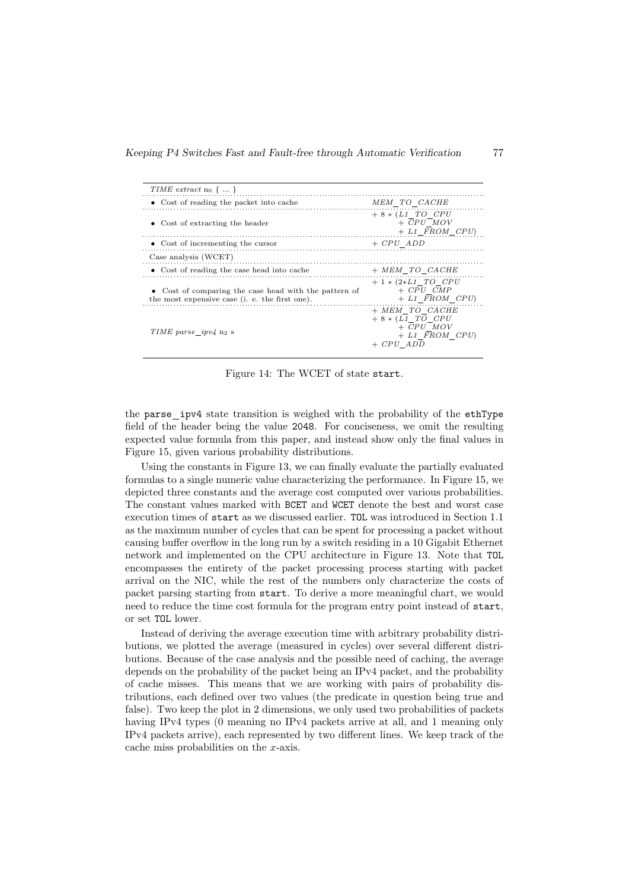| | |
|---|---|
| *TIME extract* $n_0$ { ... } | |
| • Cost of reading the packet into cache | *MEM_TO_CACHE* |
| • Cost of extracting the header | + 8 * (*L1_TO_CPU* + *CPU_MOV* + *L1_FROM_CPU*) |
| • Cost of incrementing the cursor | + *CPU_ADD* |
| Case analysis (WCET) | |
| • Cost of reading the case head into cache | + *MEM_TO_CACHE* |
| • Cost of comparing the case head with the pattern of the most expensive case (i. e. the first one). | + 1 * (2**L1_TO_CPU* + *CPU_CMP* + *L1_FROM_CPU*) |
| *TIME parse_ipv4* $n_2$ s | + *MEM_TO_CACHE* + 8 * (*L1_TO_CPU* + *CPU_MOV* + *L1_FROM_CPU*) + *CPU_ADD* |

Figure 14: The WCET of state start.

the parse_ipv4 state transition is weighed with the probability of the ethType field of the header being the value 2048. For conciseness, we omit the resulting expected value formula from this paper, and instead show only the final values in Figure 15, given various probability distributions.

Using the constants in Figure 13, we can finally evaluate the partially evaluated formulas to a single numeric value characterizing the performance. In Figure 15, we depicted three constants and the average cost computed over various probabilities. The constant values marked with BCET and WCET denote the best and worst case execution times of start as we discussed earlier. TOL was introduced in Section 1.1 as the maximum number of cycles that can be spent for processing a packet without causing buffer overflow in the long run by a switch residing in a 10 Gigabit Ethernet network and implemented on the CPU architecture in Figure 13. Note that TOL encompasses the entirety of the packet processing process starting with packet arrival on the NIC, while the rest of the numbers only characterize the costs of packet parsing starting from start. To derive a more meaningful chart, we would need to reduce the time cost formula for the program entry point instead of start, or set TOL lower.

Instead of deriving the average execution time with arbitrary probability distributions, we plotted the average (measured in cycles) over several different distributions. Because of the case analysis and the possible need of caching, the average depends on the probability of the packet being an IPv4 packet, and the probability of cache misses. This means that we are working with pairs of probability distributions, each defined over two values (the predicate in question being true and false). Two keep the plot in 2 dimensions, we only used two probabilities of packets having IPv4 types (0 meaning no IPv4 packets arrive at all, and 1 meaning only IPv4 packets arrive), each represented by two different lines. We keep track of the cache miss probabilities on the $x$-axis.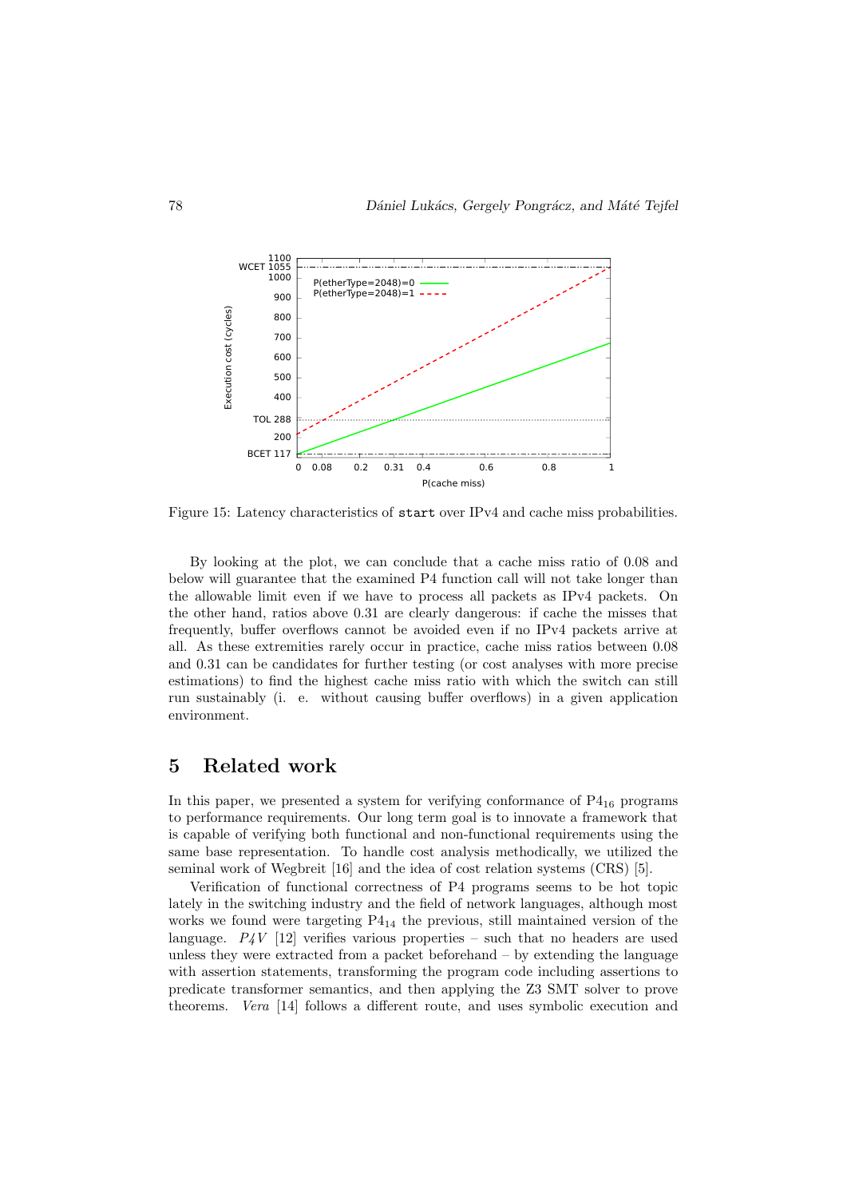Execution cost (cycles)

1100
WCET 1055
1000
900
800
700
600
500
400
TOL 288
200
BCET 117

0 0.08 0.2 0.31 0.4 0.6 0.8 1

P(cache miss)

P(etherType=2048)=0
P(etherType=2048)=1

Figure 15: Latency characteristics of `start` over IPv4 and cache miss probabilities.

By looking at the plot, we can conclude that a cache miss ratio of 0.08 and below will guarantee that the examined P4 function call will not take longer than the allowable limit even if we have to process all packets as IPv4 packets. On the other hand, ratios above 0.31 are clearly dangerous: if cache the misses that frequently, buffer overflows cannot be avoided even if no IPv4 packets arrive at all. As these extremities rarely occur in practice, cache miss ratios between 0.08 and 0.31 can be candidates for further testing (or cost analyses with more precise estimations) to find the highest cache miss ratio with which the switch can still run sustainably (i. e. without causing buffer overflows) in a given application environment.

## 5 Related work

In this paper, we presented a system for verifying conformance of $P4_{16}$ programs to performance requirements. Our long term goal is to innovate a framework that is capable of verifying both functional and non-functional requirements using the same base representation. To handle cost analysis methodically, we utilized the seminal work of Wegbreit [16] and the idea of cost relation systems (CRS) [5].

Verification of functional correctness of P4 programs seems to be hot topic lately in the switching industry and the field of network languages, although most works we found were targeting $P4_{14}$ the previous, still maintained version of the language. *P4V* [12] verifies various properties – such that no headers are used unless they were extracted from a packet beforehand – by extending the language with assertion statements, transforming the program code including assertions to predicate transformer semantics, and then applying the Z3 SMT solver to prove theorems. *Vera* [14] follows a different route, and uses symbolic execution and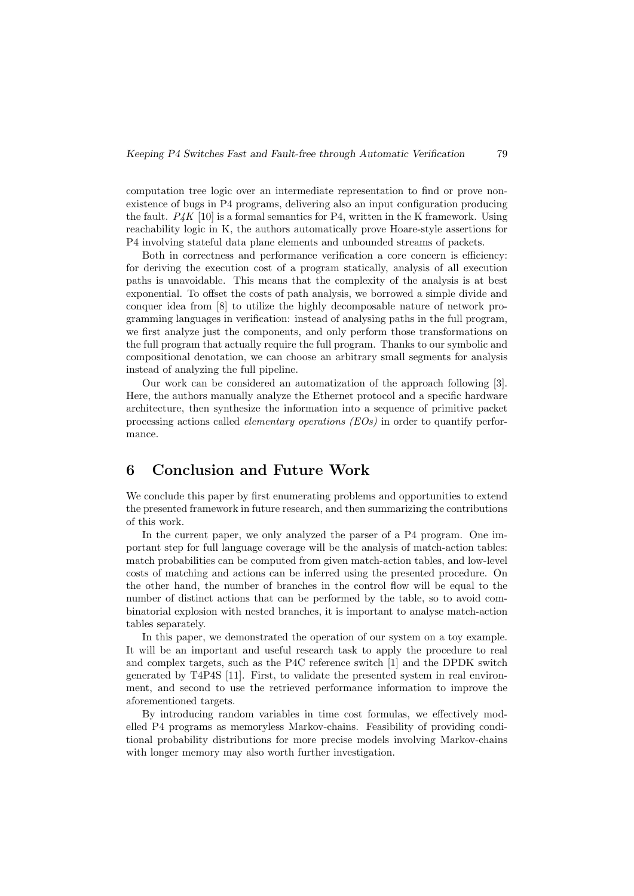computation tree logic over an intermediate representation to find or prove non-existence of bugs in P4 programs, delivering also an input configuration producing the fault. *P4K* [10] is a formal semantics for P4, written in the K framework. Using reachability logic in K, the authors automatically prove Hoare-style assertions for P4 involving stateful data plane elements and unbounded streams of packets.

Both in correctness and performance verification a core concern is efficiency: for deriving the execution cost of a program statically, analysis of all execution paths is unavoidable. This means that the complexity of the analysis is at best exponential. To offset the costs of path analysis, we borrowed a simple divide and conquer idea from [8] to utilize the highly decomposable nature of network programming languages in verification: instead of analysing paths in the full program, we first analyze just the components, and only perform those transformations on the full program that actually require the full program. Thanks to our symbolic and compositional denotation, we can choose an arbitrary small segments for analysis instead of analyzing the full pipeline.

Our work can be considered an automatization of the approach following [3]. Here, the authors manually analyze the Ethernet protocol and a specific hardware architecture, then synthesize the information into a sequence of primitive packet processing actions called *elementary operations (EOs)* in order to quantify performance.

## 6 Conclusion and Future Work

We conclude this paper by first enumerating problems and opportunities to extend the presented framework in future research, and then summarizing the contributions of this work.

In the current paper, we only analyzed the parser of a P4 program. One important step for full language coverage will be the analysis of match-action tables: match probabilities can be computed from given match-action tables, and low-level costs of matching and actions can be inferred using the presented procedure. On the other hand, the number of branches in the control flow will be equal to the number of distinct actions that can be performed by the table, so to avoid combinatorial explosion with nested branches, it is important to analyse match-action tables separately.

In this paper, we demonstrated the operation of our system on a toy example. It will be an important and useful research task to apply the procedure to real and complex targets, such as the P4C reference switch [1] and the DPDK switch generated by T4P4S [11]. First, to validate the presented system in real environment, and second to use the retrieved performance information to improve the aforementioned targets.

By introducing random variables in time cost formulas, we effectively modelled P4 programs as memoryless Markov-chains. Feasibility of providing conditional probability distributions for more precise models involving Markov-chains with longer memory may also worth further investigation.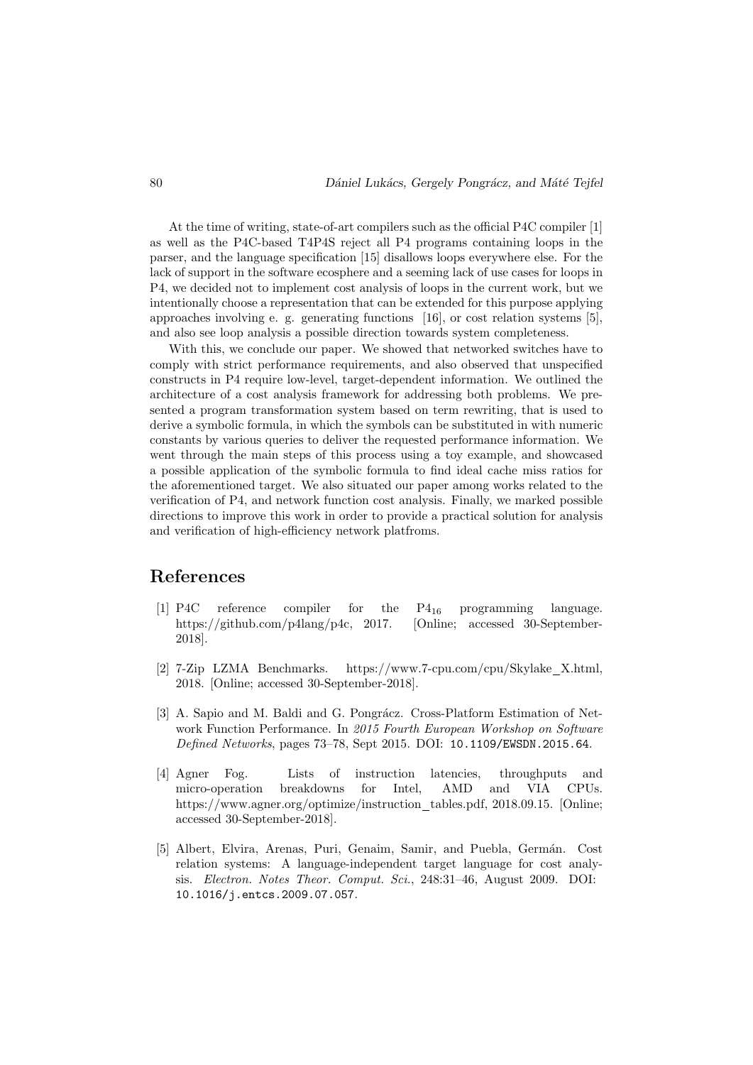At the time of writing, state-of-art compilers such as the official P4C compiler [1] as well as the P4C-based T4P4S reject all P4 programs containing loops in the parser, and the language specification [15] disallows loops everywhere else. For the lack of support in the software ecosphere and a seeming lack of use cases for loops in P4, we decided not to implement cost analysis of loops in the current work, but we intentionally choose a representation that can be extended for this purpose applying approaches involving e. g. generating functions [16], or cost relation systems [5], and also see loop analysis a possible direction towards system completeness.

With this, we conclude our paper. We showed that networked switches have to comply with strict performance requirements, and also observed that unspecified constructs in P4 require low-level, target-dependent information. We outlined the architecture of a cost analysis framework for addressing both problems. We presented a program transformation system based on term rewriting, that is used to derive a symbolic formula, in which the symbols can be substituted in with numeric constants by various queries to deliver the requested performance information. We went through the main steps of this process using a toy example, and showcased a possible application of the symbolic formula to find ideal cache miss ratios for the aforementioned target. We also situated our paper among works related to the verification of P4, and network function cost analysis. Finally, we marked possible directions to improve this work in order to provide a practical solution for analysis and verification of high-efficiency network platfroms.

# References

[1] P4C reference compiler for the $P4_{16}$ programming language. https://github.com/p4lang/p4c, 2017. [Online; accessed 30-September-2018].

[2] 7-Zip LZMA Benchmarks. https://www.7-cpu.com/cpu/Skylake_X.html, 2018. [Online; accessed 30-September-2018].

[3] A. Sapio and M. Baldi and G. Pongrácz. Cross-Platform Estimation of Network Function Performance. In *2015 Fourth European Workshop on Software Defined Networks*, pages 73–78, Sept 2015. DOI: `10.1109/EWSDN.2015.64`.

[4] Agner Fog. Lists of instruction latencies, throughputs and micro-operation breakdowns for Intel, AMD and VIA CPUs. https://www.agner.org/optimize/instruction_tables.pdf, 2018.09.15. [Online; accessed 30-September-2018].

[5] Albert, Elvira, Arenas, Puri, Genaim, Samir, and Puebla, Germán. Cost relation systems: A language-independent target language for cost analysis. *Electron. Notes Theor. Comput. Sci.*, 248:31–46, August 2009. DOI: `10.1016/j.entcs.2009.07.057`.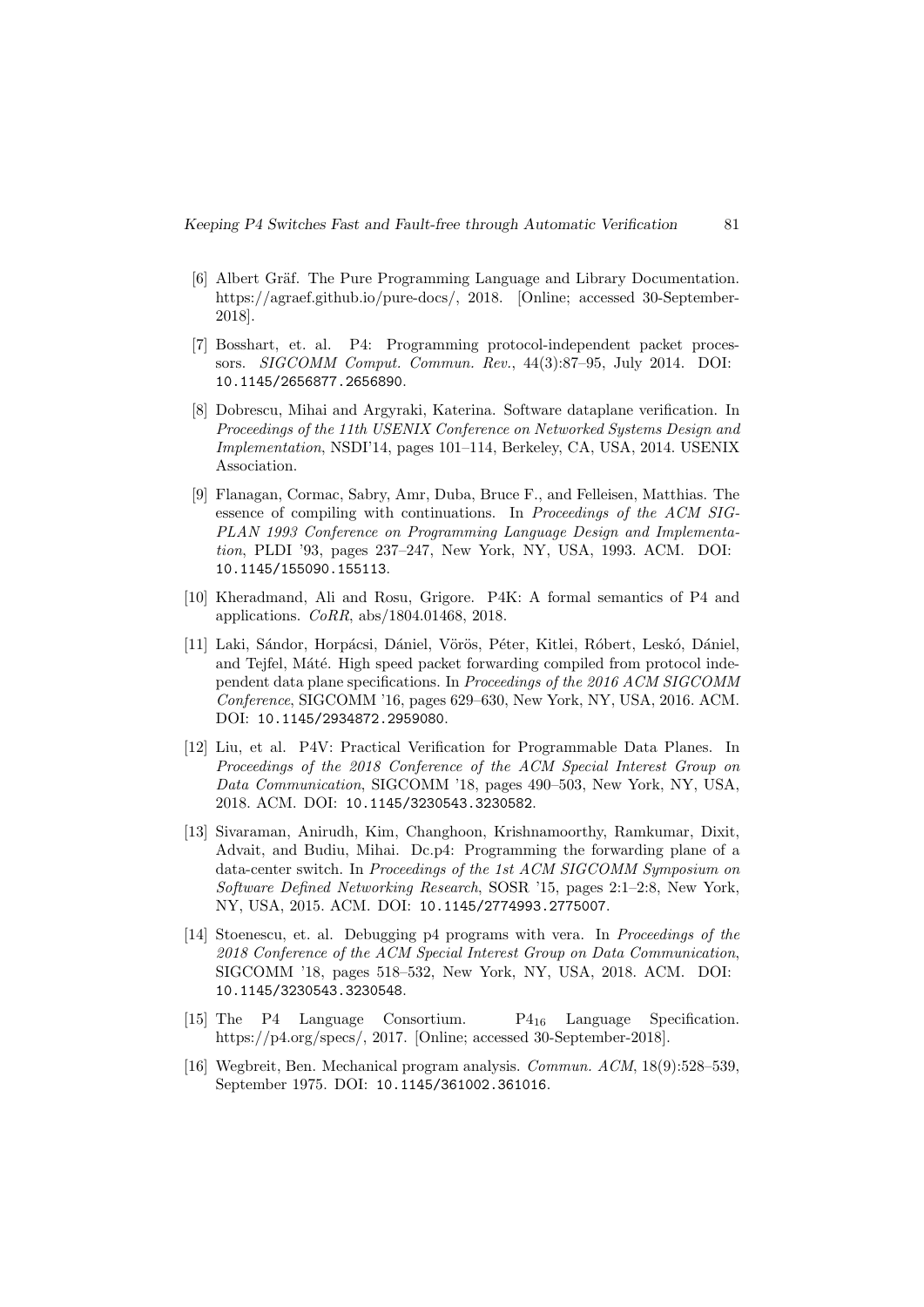[6] Albert Gräf. The Pure Programming Language and Library Documentation. https://agraef.github.io/pure-docs/, 2018. [Online; accessed 30-September-2018].

[7] Bosshart, et. al. P4: Programming protocol-independent packet processors. *SIGCOMM Comput. Commun. Rev.*, 44(3):87–95, July 2014. DOI: 10.1145/2656877.2656890.

[8] Dobrescu, Mihai and Argyraki, Katerina. Software dataplane verification. In *Proceedings of the 11th USENIX Conference on Networked Systems Design and Implementation*, NSDI'14, pages 101–114, Berkeley, CA, USA, 2014. USENIX Association.

[9] Flanagan, Cormac, Sabry, Amr, Duba, Bruce F., and Felleisen, Matthias. The essence of compiling with continuations. In *Proceedings of the ACM SIGPLAN 1993 Conference on Programming Language Design and Implementation*, PLDI '93, pages 237–247, New York, NY, USA, 1993. ACM. DOI: 10.1145/155090.155113.

[10] Kheradmand, Ali and Rosu, Grigore. P4K: A formal semantics of P4 and applications. *CoRR*, abs/1804.01468, 2018.

[11] Laki, Sándor, Horpácsi, Dániel, Vörös, Péter, Kitlei, Róbert, Leskó, Dániel, and Tejfel, Máté. High speed packet forwarding compiled from protocol independent data plane specifications. In *Proceedings of the 2016 ACM SIGCOMM Conference*, SIGCOMM '16, pages 629–630, New York, NY, USA, 2016. ACM. DOI: 10.1145/2934872.2959080.

[12] Liu, et al. P4V: Practical Verification for Programmable Data Planes. In *Proceedings of the 2018 Conference of the ACM Special Interest Group on Data Communication*, SIGCOMM '18, pages 490–503, New York, NY, USA, 2018. ACM. DOI: 10.1145/3230543.3230582.

[13] Sivaraman, Anirudh, Kim, Changhoon, Krishnamoorthy, Ramkumar, Dixit, Advait, and Budiu, Mihai. Dc.p4: Programming the forwarding plane of a data-center switch. In *Proceedings of the 1st ACM SIGCOMM Symposium on Software Defined Networking Research*, SOSR '15, pages 2:1–2:8, New York, NY, USA, 2015. ACM. DOI: 10.1145/2774993.2775007.

[14] Stoenescu, et. al. Debugging p4 programs with vera. In *Proceedings of the 2018 Conference of the ACM Special Interest Group on Data Communication*, SIGCOMM '18, pages 518–532, New York, NY, USA, 2018. ACM. DOI: 10.1145/3230543.3230548.

[15] The P4 Language Consortium. $P4_{16}$ Language Specification. https://p4.org/specs/, 2017. [Online; accessed 30-September-2018].

[16] Wegbreit, Ben. Mechanical program analysis. *Commun. ACM*, 18(9):528–539, September 1975. DOI: 10.1145/361002.361016.